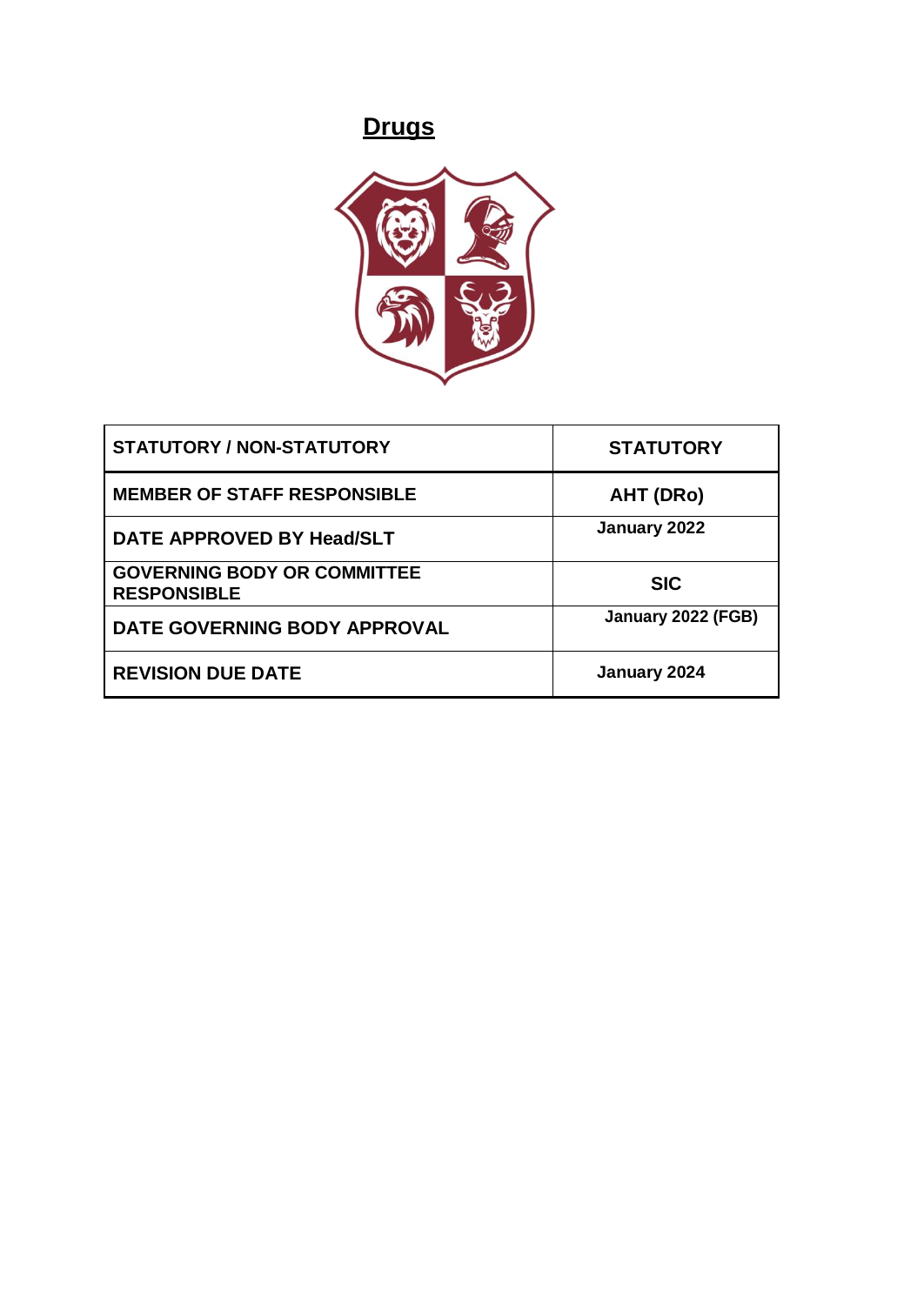# Drugs

| STATUTORY / NON-STATUTORY | STATUTORY |
|---|---|
| MEMBER OF STAFF RESPONSIBLE | AHT (DRo) |
| DATE APPROVED BY Head/SLT | January 2022 |
| GOVERNING BODY OR COMMITTEE RESPONSIBLE | SIC |
| DATE GOVERNING BODY APPROVAL | January 2022 (FGB) |
| REVISION DUE DATE | January 2024 |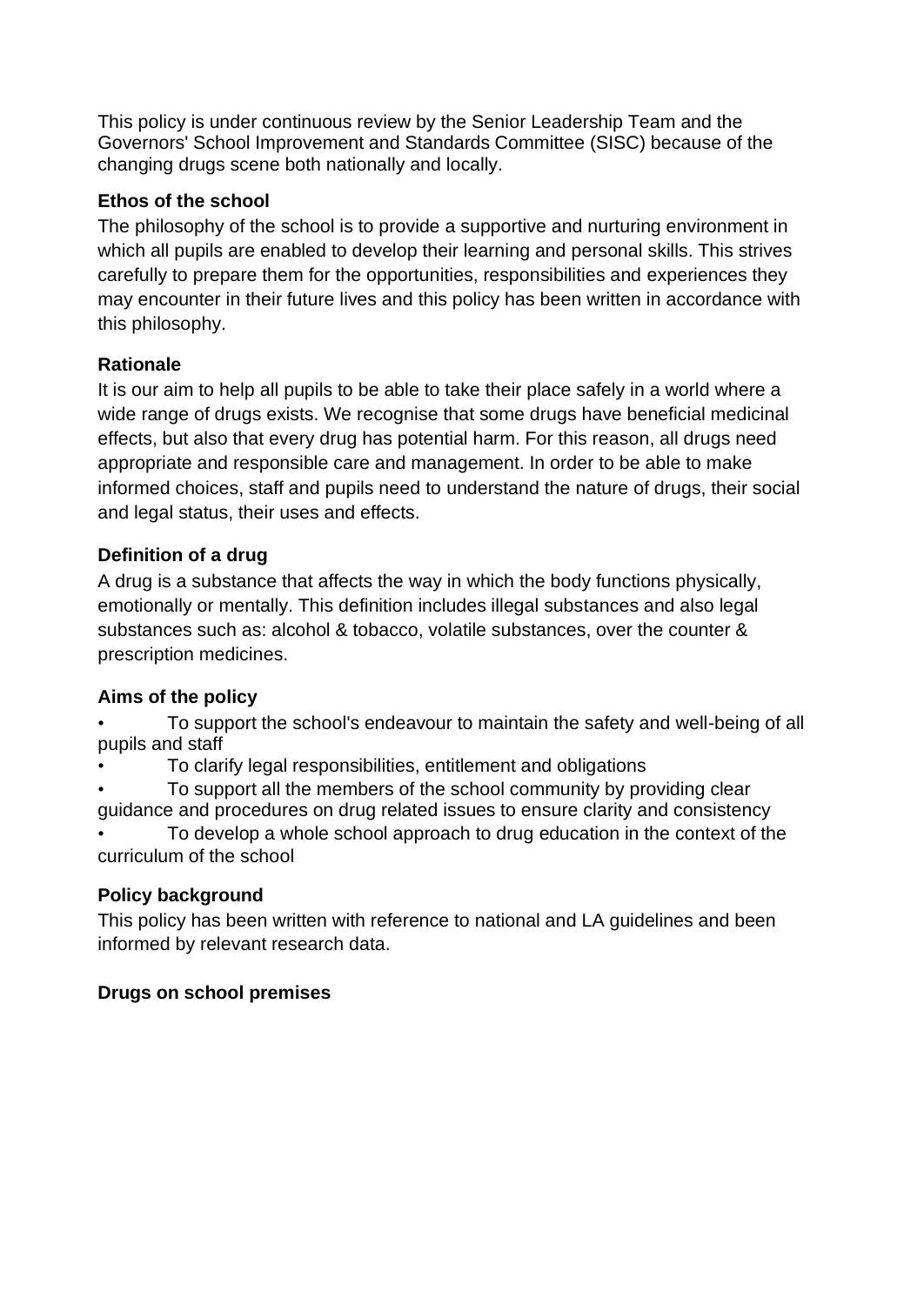This policy is under continuous review by the Senior Leadership Team and the Governors' School Improvement and Standards Committee (SISC) because of the changing drugs scene both nationally and locally.

**Ethos of the school**

The philosophy of the school is to provide a supportive and nurturing environment in which all pupils are enabled to develop their learning and personal skills. This strives carefully to prepare them for the opportunities, responsibilities and experiences they may encounter in their future lives and this policy has been written in accordance with this philosophy.

**Rationale**

It is our aim to help all pupils to be able to take their place safely in a world where a wide range of drugs exists. We recognise that some drugs have beneficial medicinal effects, but also that every drug has potential harm. For this reason, all drugs need appropriate and responsible care and management. In order to be able to make informed choices, staff and pupils need to understand the nature of drugs, their social and legal status, their uses and effects.

**Definition of a drug**

A drug is a substance that affects the way in which the body functions physically, emotionally or mentally. This definition includes illegal substances and also legal substances such as: alcohol & tobacco, volatile substances, over the counter & prescription medicines.

**Aims of the policy**

- To support the school's endeavour to maintain the safety and well-being of all pupils and staff
- To clarify legal responsibilities, entitlement and obligations
- To support all the members of the school community by providing clear guidance and procedures on drug related issues to ensure clarity and consistency
- To develop a whole school approach to drug education in the context of the curriculum of the school

**Policy background**

This policy has been written with reference to national and LA guidelines and been informed by relevant research data.

**Drugs on school premises**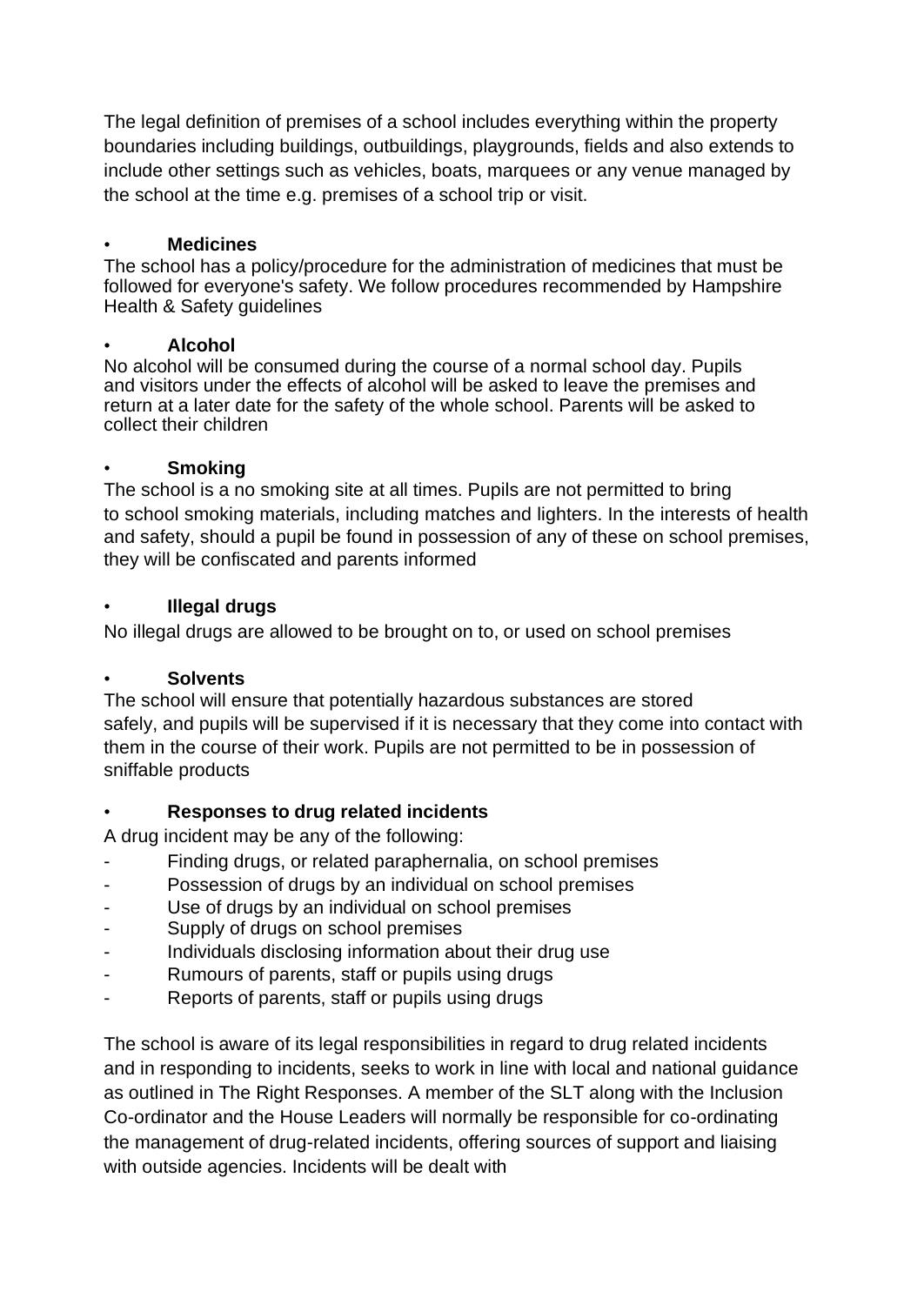The legal definition of premises of a school includes everything within the property boundaries including buildings, outbuildings, playgrounds, fields and also extends to include other settings such as vehicles, boats, marquees or any venue managed by the school at the time e.g. premises of a school trip or visit.

- **Medicines**

The school has a policy/procedure for the administration of medicines that must be followed for everyone's safety. We follow procedures recommended by Hampshire Health & Safety guidelines

- **Alcohol**

No alcohol will be consumed during the course of a normal school day. Pupils and visitors under the effects of alcohol will be asked to leave the premises and return at a later date for the safety of the whole school. Parents will be asked to collect their children

- **Smoking**

The school is a no smoking site at all times. Pupils are not permitted to bring to school smoking materials, including matches and lighters. In the interests of health and safety, should a pupil be found in possession of any of these on school premises, they will be confiscated and parents informed

- **Illegal drugs**

No illegal drugs are allowed to be brought on to, or used on school premises

- **Solvents**

The school will ensure that potentially hazardous substances are stored safely, and pupils will be supervised if it is necessary that they come into contact with them in the course of their work. Pupils are not permitted to be in possession of sniffable products

- **Responses to drug related incidents**

A drug incident may be any of the following:

- Finding drugs, or related paraphernalia, on school premises
- Possession of drugs by an individual on school premises
- Use of drugs by an individual on school premises
- Supply of drugs on school premises
- Individuals disclosing information about their drug use
- Rumours of parents, staff or pupils using drugs
- Reports of parents, staff or pupils using drugs

The school is aware of its legal responsibilities in regard to drug related incidents and in responding to incidents, seeks to work in line with local and national guidance as outlined in The Right Responses. A member of the SLT along with the Inclusion Co-ordinator and the House Leaders will normally be responsible for co-ordinating the management of drug-related incidents, offering sources of support and liaising with outside agencies. Incidents will be dealt with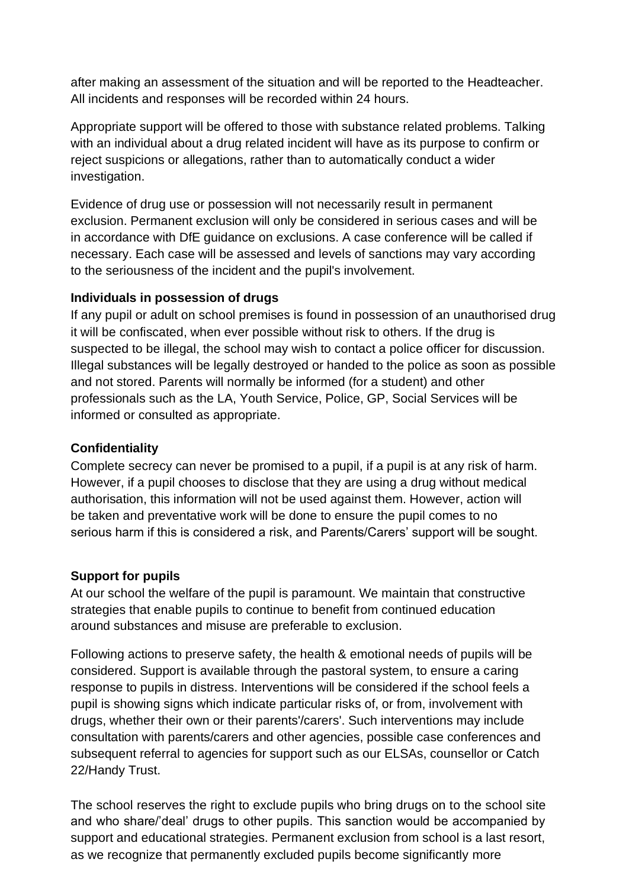after making an assessment of the situation and will be reported to the Headteacher. All incidents and responses will be recorded within 24 hours.

Appropriate support will be offered to those with substance related problems. Talking with an individual about a drug related incident will have as its purpose to confirm or reject suspicions or allegations, rather than to automatically conduct a wider investigation.

Evidence of drug use or possession will not necessarily result in permanent exclusion. Permanent exclusion will only be considered in serious cases and will be in accordance with DfE guidance on exclusions. A case conference will be called if necessary. Each case will be assessed and levels of sanctions may vary according to the seriousness of the incident and the pupil's involvement.

**Individuals in possession of drugs**

If any pupil or adult on school premises is found in possession of an unauthorised drug it will be confiscated, when ever possible without risk to others. If the drug is suspected to be illegal, the school may wish to contact a police officer for discussion. Illegal substances will be legally destroyed or handed to the police as soon as possible and not stored. Parents will normally be informed (for a student) and other professionals such as the LA, Youth Service, Police, GP, Social Services will be informed or consulted as appropriate.

**Confidentiality**

Complete secrecy can never be promised to a pupil, if a pupil is at any risk of harm. However, if a pupil chooses to disclose that they are using a drug without medical authorisation, this information will not be used against them. However, action will be taken and preventative work will be done to ensure the pupil comes to no serious harm if this is considered a risk, and Parents/Carers' support will be sought.

**Support for pupils**

At our school the welfare of the pupil is paramount. We maintain that constructive strategies that enable pupils to continue to benefit from continued education around substances and misuse are preferable to exclusion.

Following actions to preserve safety, the health & emotional needs of pupils will be considered. Support is available through the pastoral system, to ensure a caring response to pupils in distress. Interventions will be considered if the school feels a pupil is showing signs which indicate particular risks of, or from, involvement with drugs, whether their own or their parents'/carers'. Such interventions may include consultation with parents/carers and other agencies, possible case conferences and subsequent referral to agencies for support such as our ELSAs, counsellor or Catch 22/Handy Trust.

The school reserves the right to exclude pupils who bring drugs on to the school site and who share/'deal' drugs to other pupils. This sanction would be accompanied by support and educational strategies. Permanent exclusion from school is a last resort, as we recognize that permanently excluded pupils become significantly more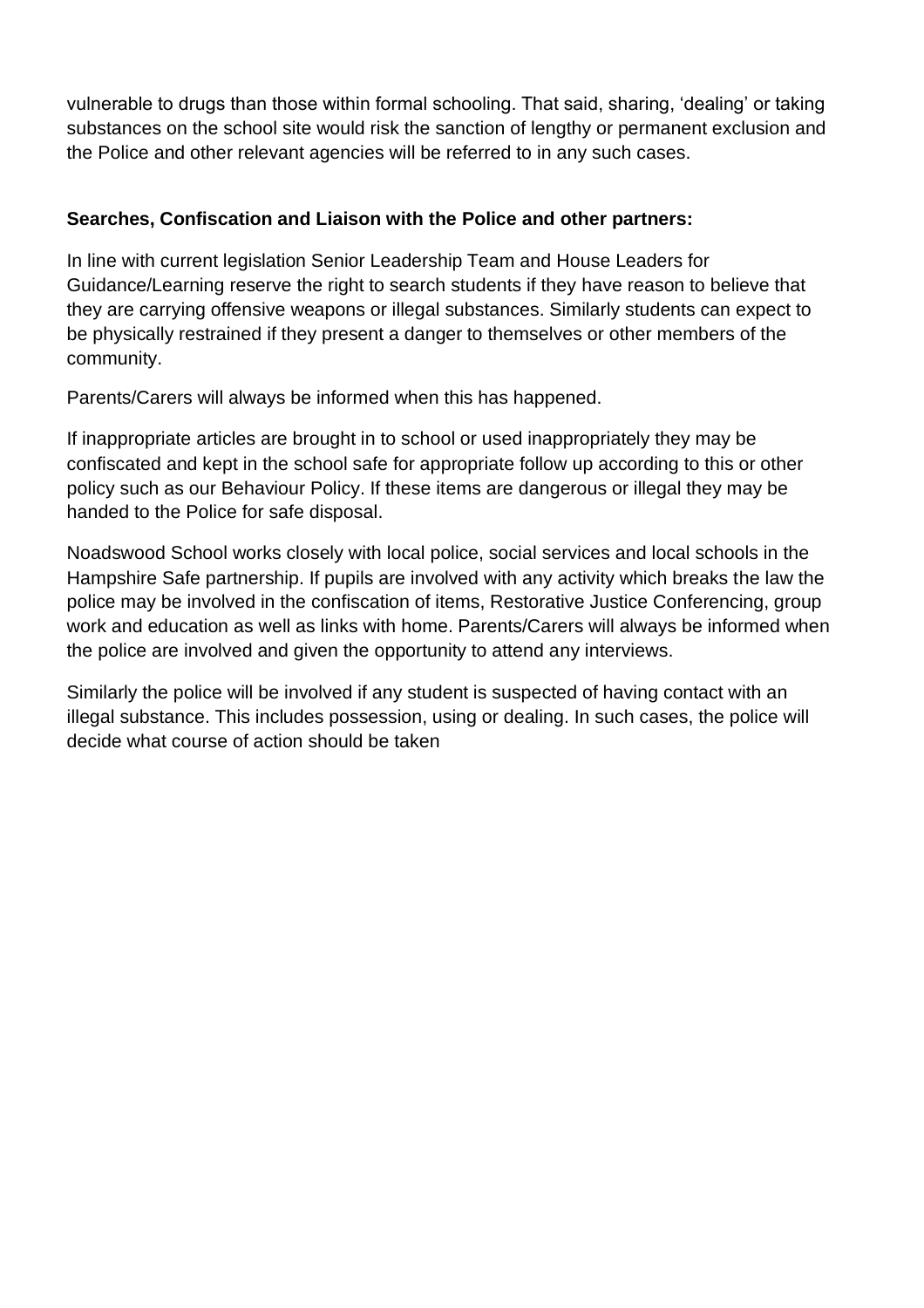vulnerable to drugs than those within formal schooling. That said, sharing, 'dealing' or taking substances on the school site would risk the sanction of lengthy or permanent exclusion and the Police and other relevant agencies will be referred to in any such cases.

**Searches, Confiscation and Liaison with the Police and other partners:**

In line with current legislation Senior Leadership Team and House Leaders for Guidance/Learning reserve the right to search students if they have reason to believe that they are carrying offensive weapons or illegal substances. Similarly students can expect to be physically restrained if they present a danger to themselves or other members of the community.

Parents/Carers will always be informed when this has happened.

If inappropriate articles are brought in to school or used inappropriately they may be confiscated and kept in the school safe for appropriate follow up according to this or other policy such as our Behaviour Policy. If these items are dangerous or illegal they may be handed to the Police for safe disposal.

Noadswood School works closely with local police, social services and local schools in the Hampshire Safe partnership. If pupils are involved with any activity which breaks the law the police may be involved in the confiscation of items, Restorative Justice Conferencing, group work and education as well as links with home. Parents/Carers will always be informed when the police are involved and given the opportunity to attend any interviews.

Similarly the police will be involved if any student is suspected of having contact with an illegal substance. This includes possession, using or dealing. In such cases, the police will decide what course of action should be taken